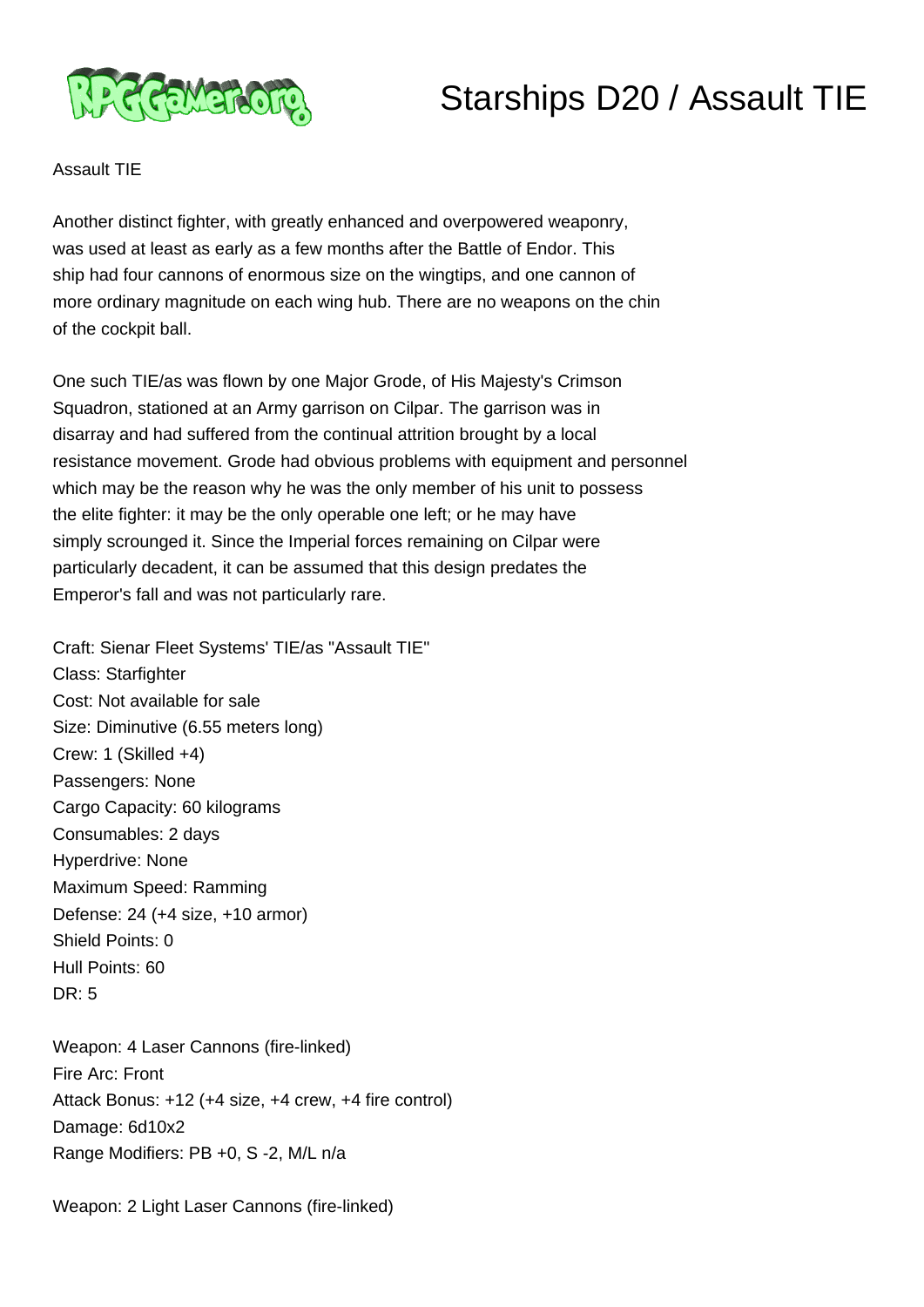# Starships D20 / Assault TIE

Assault TIE

Another distinct fighter, with greatly enhanced and overpowered weaponry, was used at least as early as a few months after the Battle of Endor. This ship had four cannons of enormous size on the wingtips, and one cannon of more ordinary magnitude on each wing hub. There are no weapons on the chin of the cockpit ball.

One such TIE/as was flown by one Major Grode, of His Majesty's Crimson Squadron, stationed at an Army garrison on Cilpar. The garrison was in disarray and had suffered from the continual attrition brought by a local resistance movement. Grode had obvious problems with equipment and personnel which may be the reason why he was the only member of his unit to possess the elite fighter: it may be the only operable one left; or he may have simply scrounged it. Since the Imperial forces remaining on Cilpar were particularly decadent, it can be assumed that this design predates the Emperor's fall and was not particularly rare.

Craft: Sienar Fleet Systems' TIE/as "Assault TIE"
Class: Starfighter
Cost: Not available for sale
Size: Diminutive (6.55 meters long)
Crew: 1 (Skilled +4)
Passengers: None
Cargo Capacity: 60 kilograms
Consumables: 2 days
Hyperdrive: None
Maximum Speed: Ramming
Defense: 24 (+4 size, +10 armor)
Shield Points: 0
Hull Points: 60
DR: 5

Weapon: 4 Laser Cannons (fire-linked)
Fire Arc: Front
Attack Bonus: +12 (+4 size, +4 crew, +4 fire control)
Damage: 6d10x2
Range Modifiers: PB +0, S -2, M/L n/a

Weapon: 2 Light Laser Cannons (fire-linked)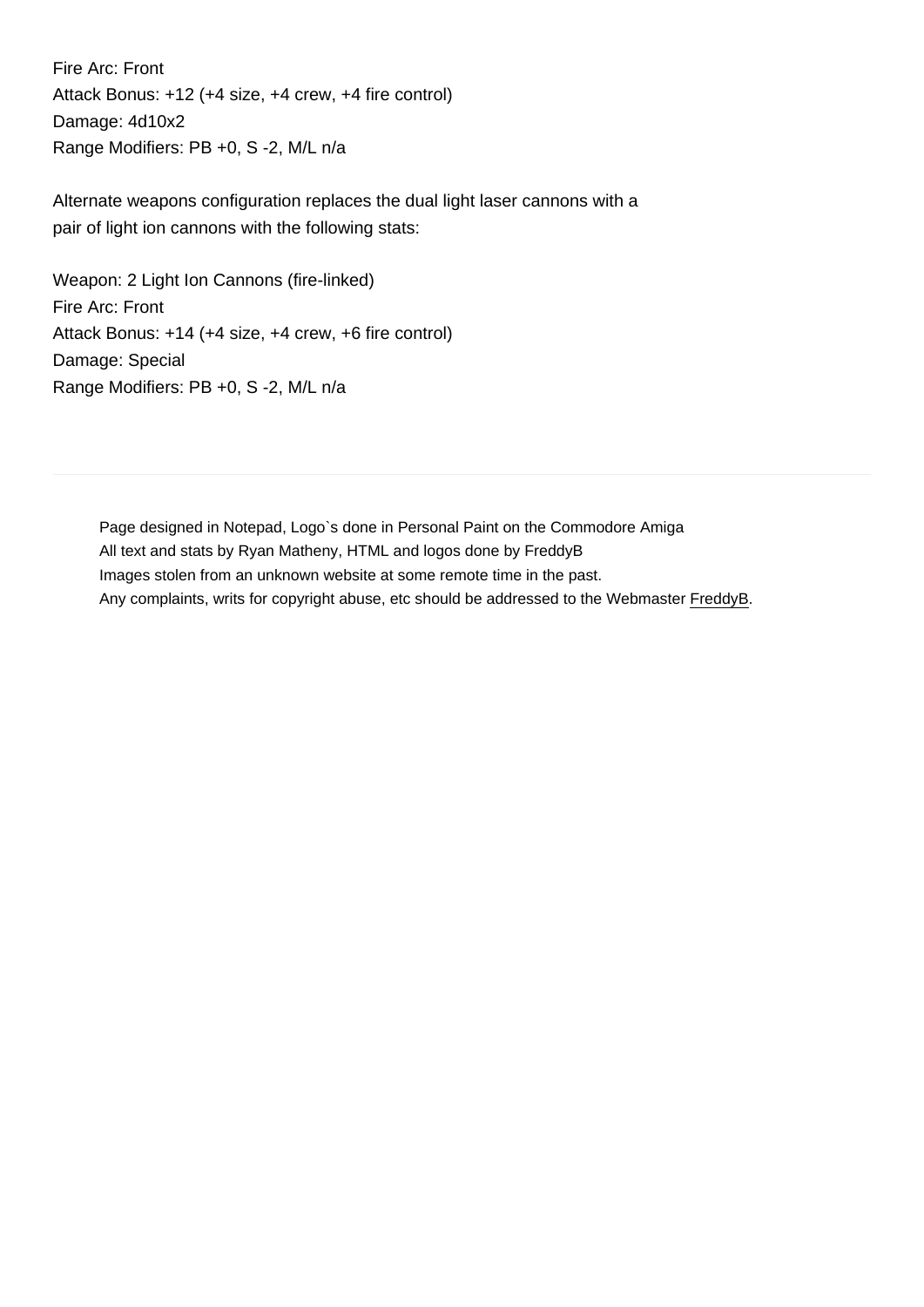Fire Arc: Front
Attack Bonus: +12 (+4 size, +4 crew, +4 fire control)
Damage: 4d10x2
Range Modifiers: PB +0, S -2, M/L n/a

Alternate weapons configuration replaces the dual light laser cannons with a pair of light ion cannons with the following stats:

Weapon: 2 Light Ion Cannons (fire-linked)
Fire Arc: Front
Attack Bonus: +14 (+4 size, +4 crew, +6 fire control)
Damage: Special
Range Modifiers: PB +0, S -2, M/L n/a

---

Page designed in Notepad, Logo`s done in Personal Paint on the Commodore Amiga
All text and stats by Ryan Matheny, HTML and logos done by FreddyB
Images stolen from an unknown website at some remote time in the past.
Any complaints, writs for copyright abuse, etc should be addressed to the Webmaster FreddyB.